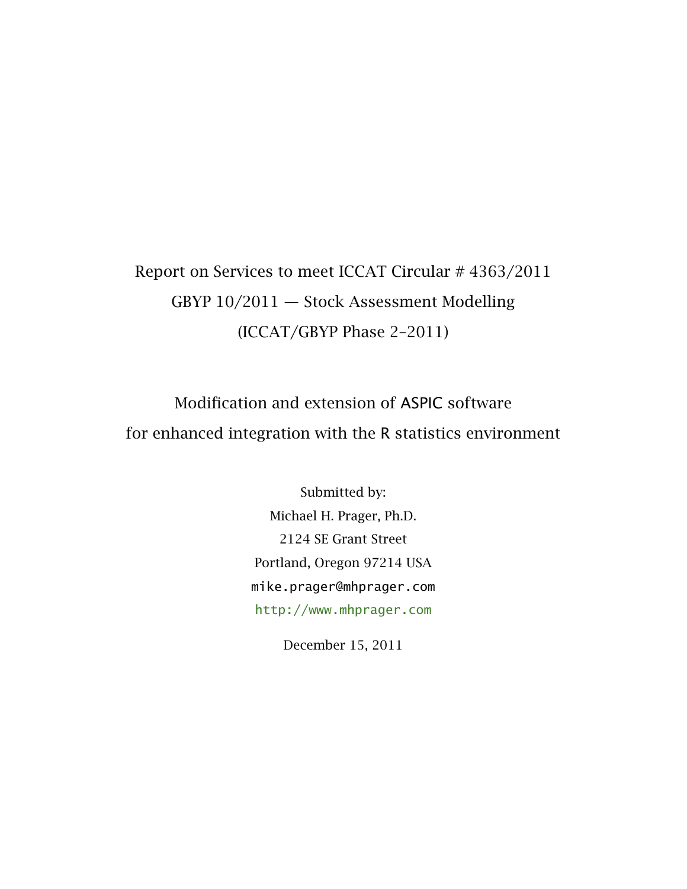Report on Services to meet ICCAT Circular # 4363/2011

GBYP 10/2011 — Stock Assessment Modelling

(ICCAT/GBYP Phase 2–2011)

# Modification and extension of ASPIC software for enhanced integration with the R statistics environment

Submitted by:

Michael H. Prager, Ph.D.

2124 SE Grant Street

Portland, Oregon 97214 USA

mike.prager@mhprager.com

http://www.mhprager.com

December 15, 2011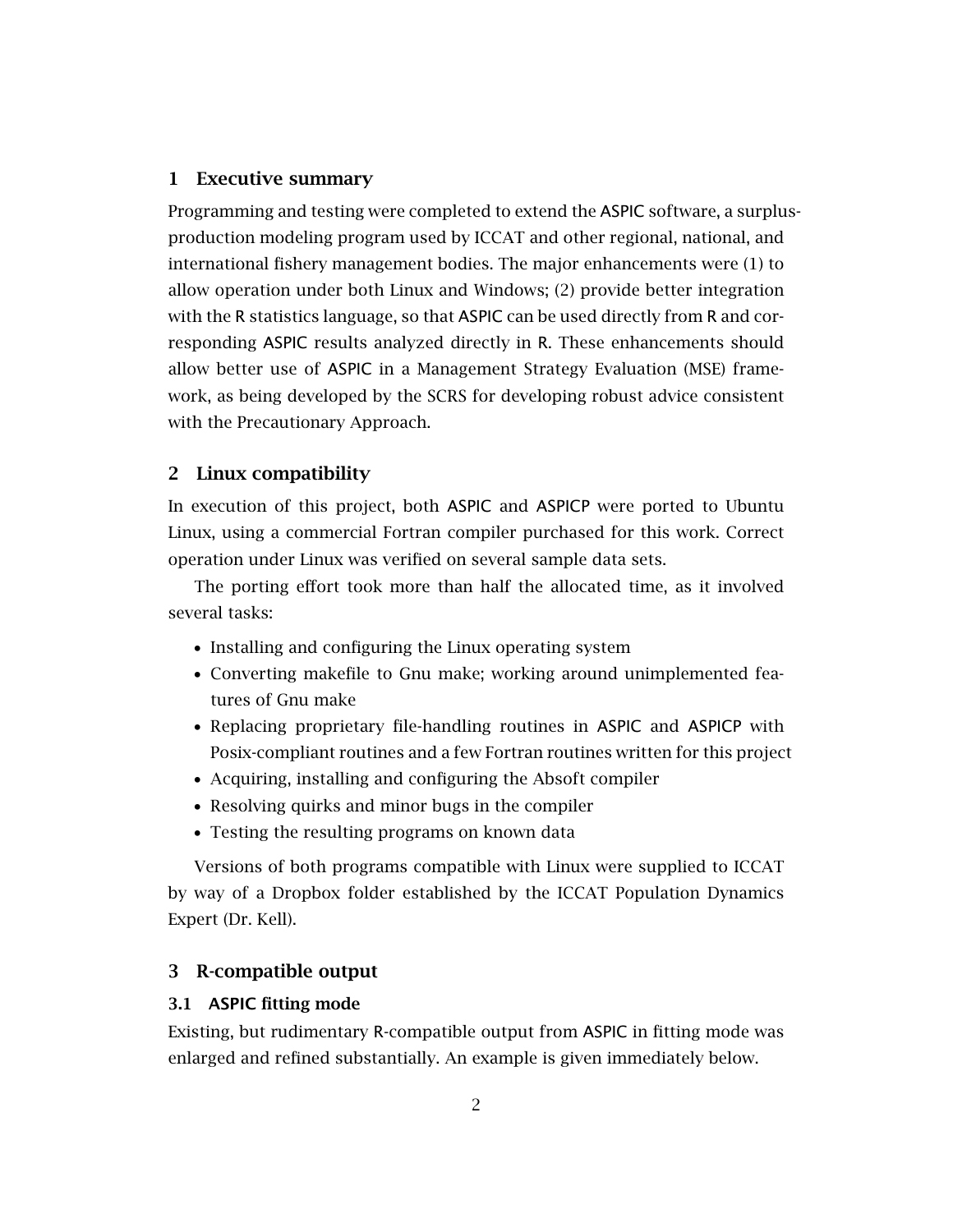## 1 Executive summary

Programming and testing were completed to extend the ASPIC software, a surplus-production modeling program used by ICCAT and other regional, national, and international fishery management bodies. The major enhancements were (1) to allow operation under both Linux and Windows; (2) provide better integration with the R statistics language, so that ASPIC can be used directly from R and corresponding ASPIC results analyzed directly in R. These enhancements should allow better use of ASPIC in a Management Strategy Evaluation (MSE) framework, as being developed by the SCRS for developing robust advice consistent with the Precautionary Approach.

## 2 Linux compatibility

In execution of this project, both ASPIC and ASPICP were ported to Ubuntu Linux, using a commercial Fortran compiler purchased for this work. Correct operation under Linux was verified on several sample data sets.

The porting effort took more than half the allocated time, as it involved several tasks:

- Installing and configuring the Linux operating system
- Converting makefile to Gnu make; working around unimplemented features of Gnu make
- Replacing proprietary file-handling routines in ASPIC and ASPICP with Posix-compliant routines and a few Fortran routines written for this project
- Acquiring, installing and configuring the Absoft compiler
- Resolving quirks and minor bugs in the compiler
- Testing the resulting programs on known data

Versions of both programs compatible with Linux were supplied to ICCAT by way of a Dropbox folder established by the ICCAT Population Dynamics Expert (Dr. Kell).

## 3 R-compatible output

### 3.1 ASPIC fitting mode

Existing, but rudimentary R-compatible output from ASPIC in fitting mode was enlarged and refined substantially. An example is given immediately below.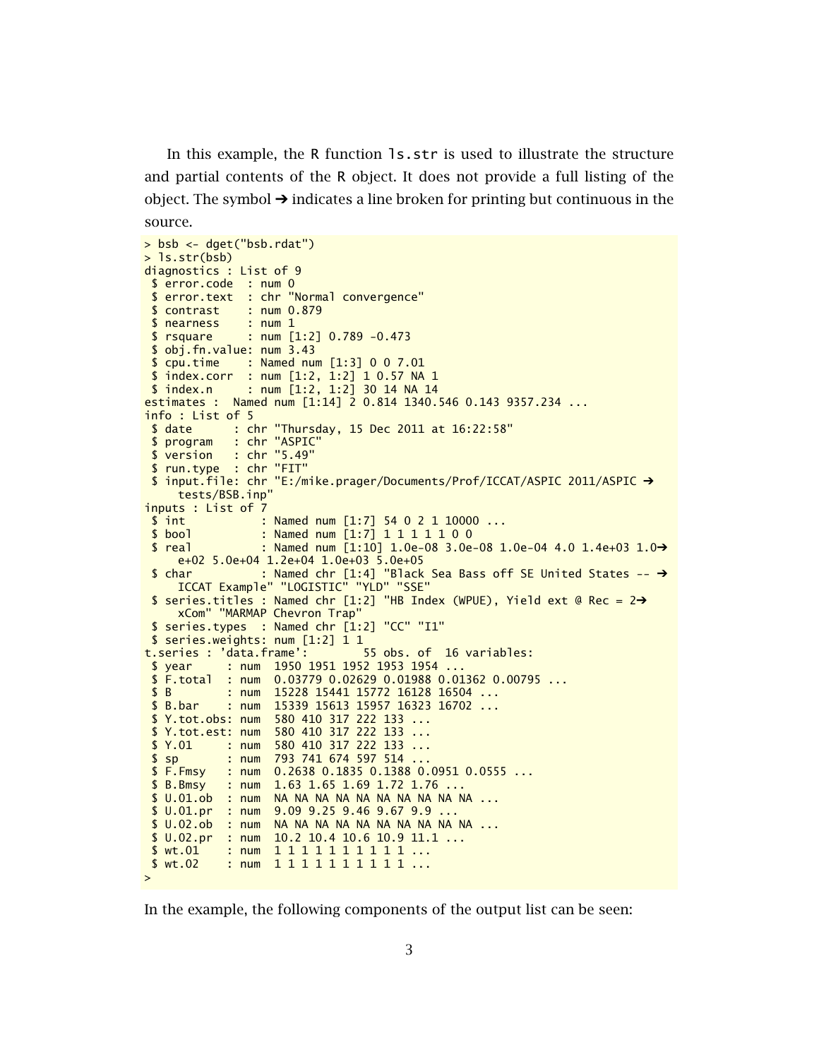In this example, the R function `ls.str` is used to illustrate the structure and partial contents of the R object. It does not provide a full listing of the object. The symbol ➔ indicates a line broken for printing but continuous in the source.

```
> bsb <- dget("bsb.rdat")
> ls.str(bsb)
diagnostics : List of 9
 $ error.code  : num 0
 $ error.text  : chr "Normal convergence"
 $ contrast    : num 0.879
 $ nearness    : num 1
 $ rsquare     : num [1:2] 0.789 -0.473
 $ obj.fn.value: num 3.43
 $ cpu.time    : Named num [1:3] 0 0 7.01
 $ index.corr  : num [1:2, 1:2] 1 0.57 NA 1
 $ index.n     : num [1:2, 1:2] 30 14 NA 14
estimates :  Named num [1:14] 2 0.814 1340.546 0.143 9357.234 ...
info : List of 5
 $ date      : chr "Thursday, 15 Dec 2011 at 16:22:58"
 $ program   : chr "ASPIC"
 $ version   : chr "5.49"
 $ run.type  : chr "FIT"
 $ input.file: chr "E:/mike.prager/Documents/Prof/ICCAT/ASPIC 2011/ASPIC ➔
    tests/BSB.inp"
inputs : List of 7
 $ int           : Named num [1:7] 54 0 2 1 10000 ...
 $ bool          : Named num [1:7] 1 1 1 1 1 0 0
 $ real          : Named num [1:10] 1.0e-08 3.0e-08 1.0e-04 4.0 1.4e+03 1.0➔
    e+02 5.0e+04 1.2e+04 1.0e+03 5.0e+05
 $ char          : Named chr [1:4] "Black Sea Bass off SE United States -- ➔
    ICCAT Example" "LOGISTIC" "YLD" "SSE"
 $ series.titles : Named chr [1:2] "HB Index (WPUE), Yield ext @ Rec = 2➔
    xCom" "MARMAP Chevron Trap"
 $ series.types  : Named chr [1:2] "CC" "I1"
 $ series.weights: num [1:2] 1 1
t.series : 'data.frame':       55 obs. of  16 variables:
 $ year     : num  1950 1951 1952 1953 1954 ...
 $ F.total  : num  0.03779 0.02629 0.01988 0.01362 0.00795 ...
 $ B        : num  15228 15441 15772 16128 16504 ...
 $ B.bar    : num  15339 15613 15957 16323 16702 ...
 $ Y.tot.obs: num  580 410 317 222 133 ...
 $ Y.tot.est: num  580 410 317 222 133 ...
 $ Y.01     : num  580 410 317 222 133 ...
 $ sp       : num  793 741 674 597 514 ...
 $ F.Fmsy   : num  0.2638 0.1835 0.1388 0.0951 0.0555 ...
 $ B.Bmsy   : num  1.63 1.65 1.69 1.72 1.76 ...
 $ U.01.ob  : num  NA NA NA NA NA NA NA NA NA NA ...
 $ U.01.pr  : num  9.09 9.25 9.46 9.67 9.9 ...
 $ U.02.ob  : num  NA NA NA NA NA NA NA NA NA NA ...
 $ U.02.pr  : num  10.2 10.4 10.6 10.9 11.1 ...
 $ wt.01    : num  1 1 1 1 1 1 1 1 1 1 ...
 $ wt.02    : num  1 1 1 1 1 1 1 1 1 1 ...
>
```

In the example, the following components of the output list can be seen: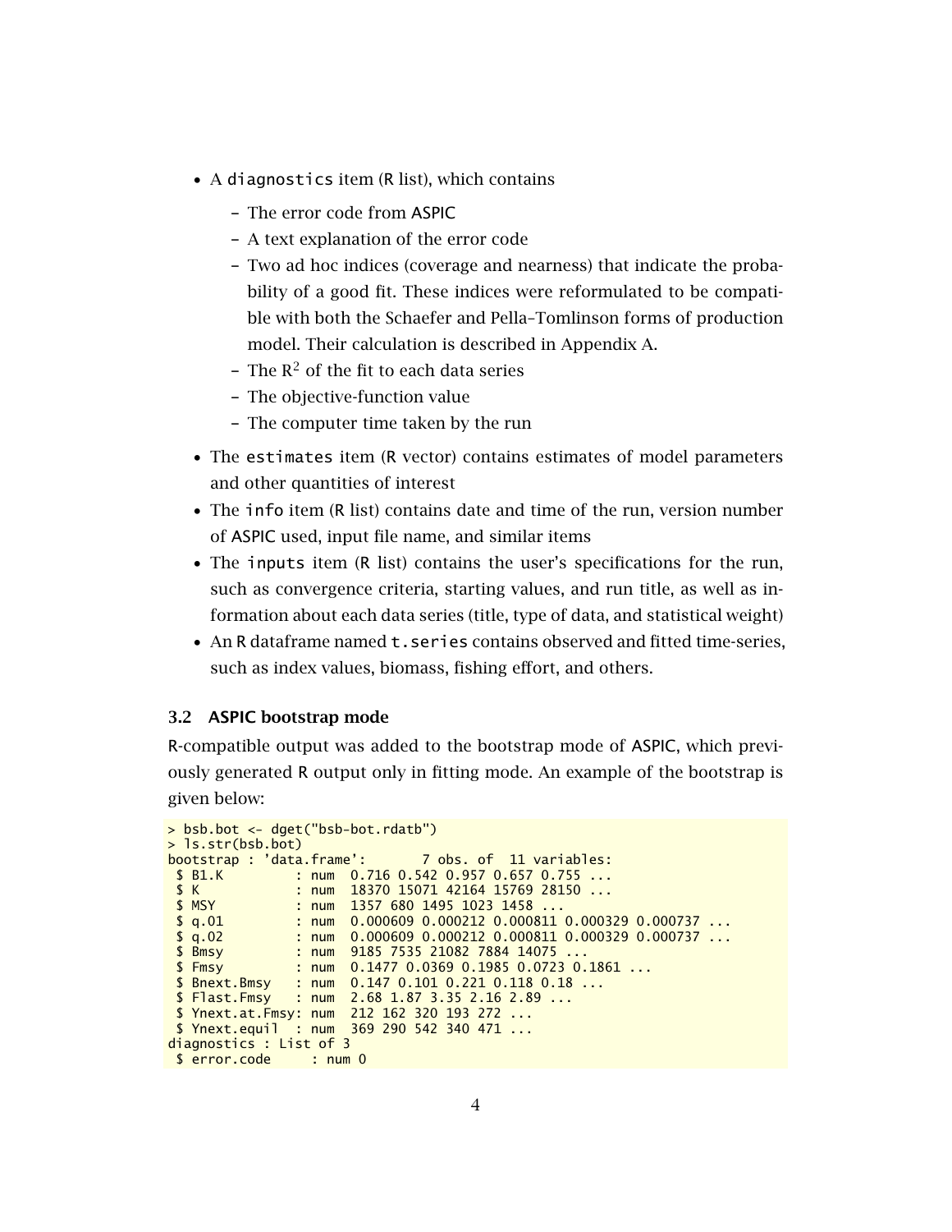- A `diagnostics` item (R list), which contains
  - The error code from ASPIC
  - A text explanation of the error code
  - Two ad hoc indices (coverage and nearness) that indicate the probability of a good fit. These indices were reformulated to be compatible with both the Schaefer and Pella–Tomlinson forms of production model. Their calculation is described in Appendix A.
  - The $R^2$ of the fit to each data series
  - The objective-function value
  - The computer time taken by the run
- The `estimates` item (R vector) contains estimates of model parameters and other quantities of interest
- The `info` item (R list) contains date and time of the run, version number of ASPIC used, input file name, and similar items
- The `inputs` item (R list) contains the user's specifications for the run, such as convergence criteria, starting values, and run title, as well as information about each data series (title, type of data, and statistical weight)
- An R dataframe named `t.series` contains observed and fitted time-series, such as index values, biomass, fishing effort, and others.

### 3.2 ASPIC bootstrap mode

R-compatible output was added to the bootstrap mode of ASPIC, which previously generated R output only in fitting mode. An example of the bootstrap is given below:

```
> bsb.bot <- dget("bsb-bot.rdatb")
> ls.str(bsb.bot)
bootstrap : 'data.frame':       7 obs. of  11 variables:
 $ B1.K         : num  0.716 0.542 0.957 0.657 0.755 ...
 $ K            : num  18370 15071 42164 15769 28150 ...
 $ MSY          : num  1357 680 1495 1023 1458 ...
 $ q.01         : num  0.000609 0.000212 0.000811 0.000329 0.000737 ...
 $ q.02         : num  0.000609 0.000212 0.000811 0.000329 0.000737 ...
 $ Bmsy         : num  9185 7535 21082 7884 14075 ...
 $ Fmsy         : num  0.1477 0.0369 0.1985 0.0723 0.1861 ...
 $ Bnext.Bmsy   : num  0.147 0.101 0.221 0.118 0.18 ...
 $ Flast.Fmsy   : num  2.68 1.87 3.35 2.16 2.89 ...
 $ Ynext.at.Fmsy: num  212 162 320 193 272 ...
 $ Ynext.equil  : num  369 290 542 340 471 ...
diagnostics : List of 3
 $ error.code     : num 0
```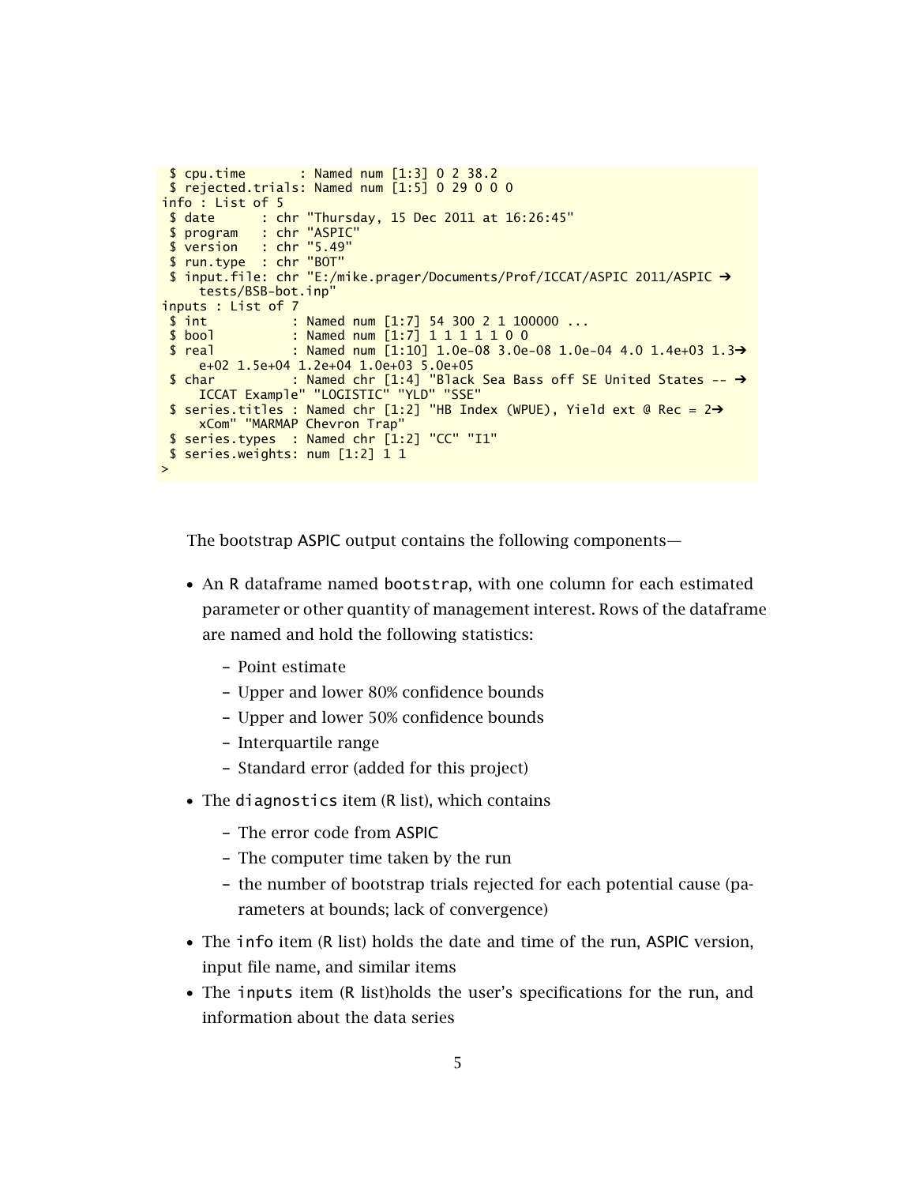```
 $ cpu.time       : Named num [1:3] 0 2 38.2
 $ rejected.trials: Named num [1:5] 0 29 0 0 0
info : List of 5
 $ date      : chr "Thursday, 15 Dec 2011 at 16:26:45"
 $ program   : chr "ASPIC"
 $ version   : chr "5.49"
 $ run.type  : chr "BOT"
 $ input.file: chr "E:/mike.prager/Documents/Prof/ICCAT/ASPIC 2011/ASPIC ➔
    tests/BSB-bot.inp"
inputs : List of 7
 $ int            : Named num [1:7] 54 300 2 1 100000 ...
 $ bool           : Named num [1:7] 1 1 1 1 1 0 0
 $ real           : Named num [1:10] 1.0e-08 3.0e-08 1.0e-04 4.0 1.4e+03 1.3➔
    e+02 1.5e+04 1.2e+04 1.0e+03 5.0e+05
 $ char           : Named chr [1:4] "Black Sea Bass off SE United States -- ➔
    ICCAT Example" "LOGISTIC" "YLD" "SSE"
 $ series.titles : Named chr [1:2] "HB Index (WPUE), Yield ext @ Rec = 2➔
    xCom" "MARMAP Chevron Trap"
 $ series.types  : Named chr [1:2] "CC" "I1"
 $ series.weights: num [1:2] 1 1
>
```

The bootstrap ASPIC output contains the following components—

- An R dataframe named `bootstrap`, with one column for each estimated parameter or other quantity of management interest. Rows of the dataframe are named and hold the following statistics:
  - Point estimate
  - Upper and lower 80% confidence bounds
  - Upper and lower 50% confidence bounds
  - Interquartile range
  - Standard error (added for this project)
- The `diagnostics` item (R list), which contains
  - The error code from ASPIC
  - The computer time taken by the run
  - the number of bootstrap trials rejected for each potential cause (parameters at bounds; lack of convergence)
- The `info` item (R list) holds the date and time of the run, ASPIC version, input file name, and similar items
- The `inputs` item (R list)holds the user's specifications for the run, and information about the data series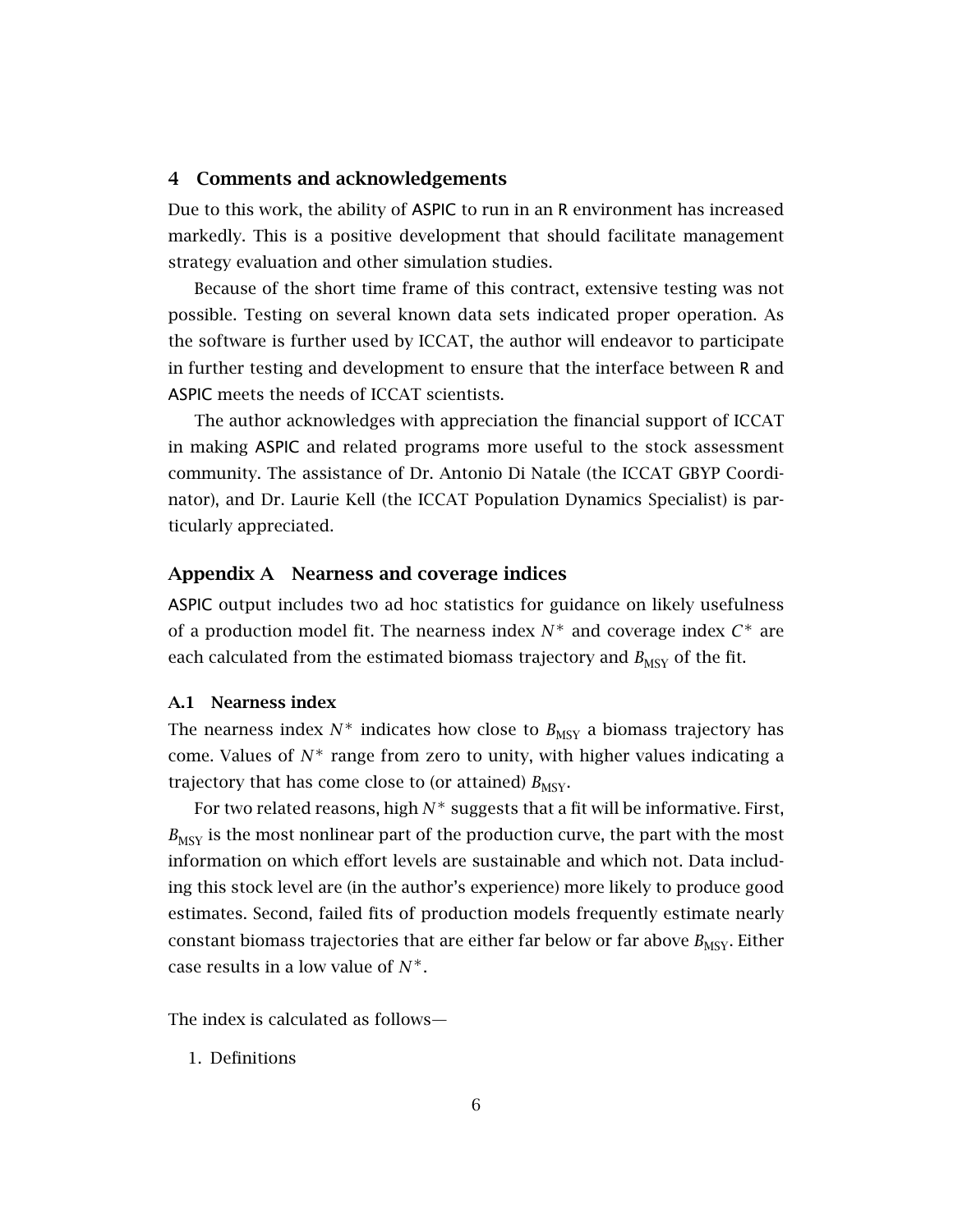## 4 Comments and acknowledgements

Due to this work, the ability of ASPIC to run in an R environment has increased markedly. This is a positive development that should facilitate management strategy evaluation and other simulation studies.

Because of the short time frame of this contract, extensive testing was not possible. Testing on several known data sets indicated proper operation. As the software is further used by ICCAT, the author will endeavor to participate in further testing and development to ensure that the interface between R and ASPIC meets the needs of ICCAT scientists.

The author acknowledges with appreciation the financial support of ICCAT in making ASPIC and related programs more useful to the stock assessment community. The assistance of Dr. Antonio Di Natale (the ICCAT GBYP Coordinator), and Dr. Laurie Kell (the ICCAT Population Dynamics Specialist) is particularly appreciated.

## Appendix A Nearness and coverage indices

ASPIC output includes two ad hoc statistics for guidance on likely usefulness of a production model fit. The nearness index $N^*$ and coverage index $C^*$ are each calculated from the estimated biomass trajectory and $B_{\text{MSY}}$ of the fit.

### A.1 Nearness index

The nearness index $N^*$ indicates how close to $B_{\text{MSY}}$ a biomass trajectory has come. Values of $N^*$ range from zero to unity, with higher values indicating a trajectory that has come close to (or attained) $B_{\text{MSY}}$.

For two related reasons, high $N^*$ suggests that a fit will be informative. First, $B_{\text{MSY}}$ is the most nonlinear part of the production curve, the part with the most information on which effort levels are sustainable and which not. Data including this stock level are (in the author's experience) more likely to produce good estimates. Second, failed fits of production models frequently estimate nearly constant biomass trajectories that are either far below or far above $B_{\text{MSY}}$. Either case results in a low value of $N^*$.

The index is calculated as follows—

1. Definitions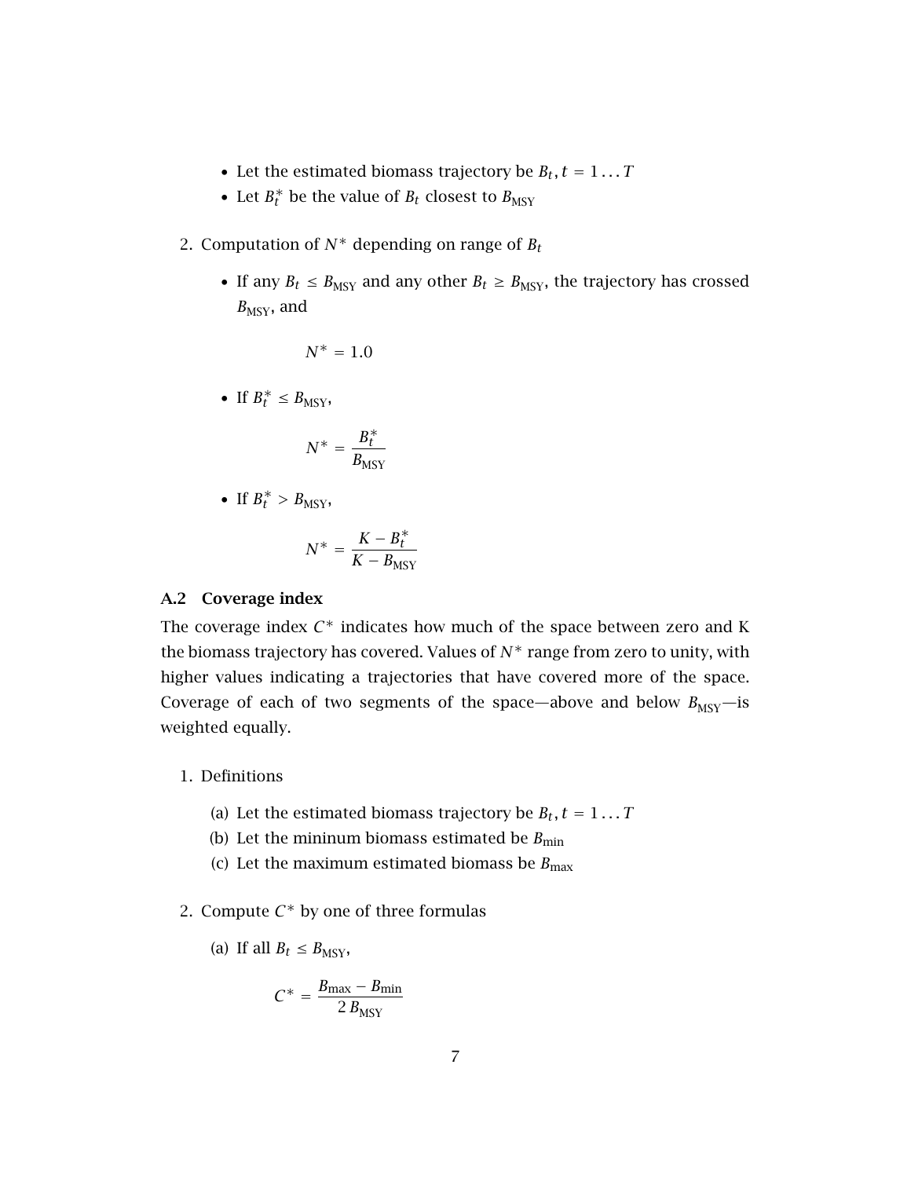- Let the estimated biomass trajectory be $B_t$, $t = 1 \ldots T$
- Let $B_t^*$ be the value of $B_t$ closest to $B_{\text{MSY}}$

2. Computation of $N^*$ depending on range of $B_t$

   - If any $B_t \le B_{\text{MSY}}$ and any other $B_t \ge B_{\text{MSY}}$, the trajectory has crossed $B_{\text{MSY}}$, and

   $$N^* = 1.0$$

   - If $B_t^* \le B_{\text{MSY}}$,

   $$N^* = \frac{B_t^*}{B_{\text{MSY}}}$$

   - If $B_t^* > B_{\text{MSY}}$,

   $$N^* = \frac{K - B_t^*}{K - B_{\text{MSY}}}$$

### A.2 Coverage index

The coverage index $C^*$ indicates how much of the space between zero and K the biomass trajectory has covered. Values of $N^*$ range from zero to unity, with higher values indicating a trajectories that have covered more of the space. Coverage of each of two segments of the space—above and below $B_{\text{MSY}}$—is weighted equally.

1. Definitions

   (a) Let the estimated biomass trajectory be $B_t$, $t = 1 \ldots T$

   (b) Let the mininum biomass estimated be $B_{\text{min}}$

   (c) Let the maximum estimated biomass be $B_{\text{max}}$

2. Compute $C^*$ by one of three formulas

   (a) If all $B_t \le B_{\text{MSY}}$,

   $$C^* = \frac{B_{\text{max}} - B_{\text{min}}}{2\,B_{\text{MSY}}}$$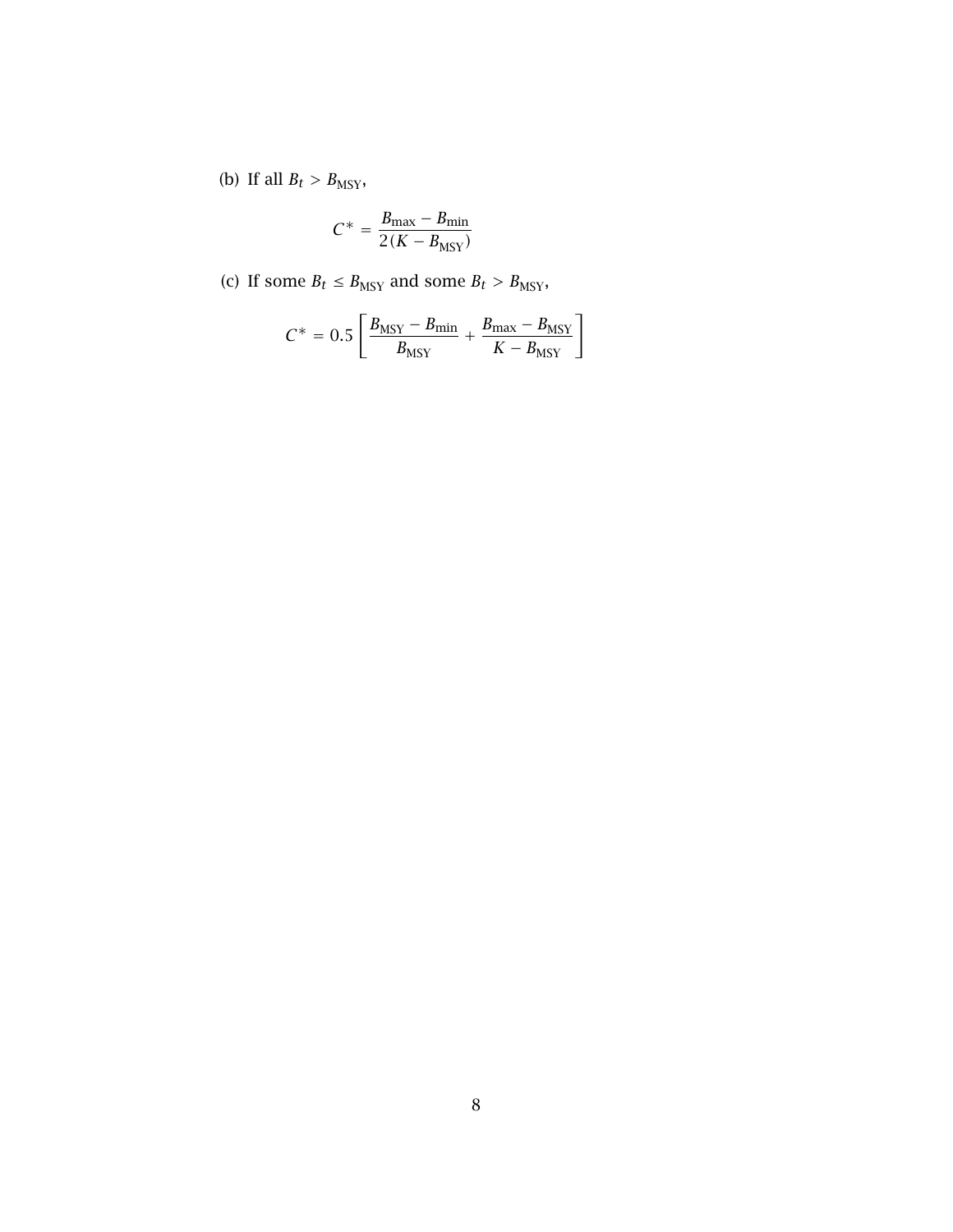(b) If all $B_t > B_{\text{MSY}}$,

$$C^* = \frac{B_{\max} - B_{\min}}{2(K - B_{\text{MSY}})}$$

(c) If some $B_t \leq B_{\text{MSY}}$ and some $B_t > B_{\text{MSY}}$,

$$C^* = 0.5 \left[ \frac{B_{\text{MSY}} - B_{\min}}{B_{\text{MSY}}} + \frac{B_{\max} - B_{\text{MSY}}}{K - B_{\text{MSY}}} \right]$$